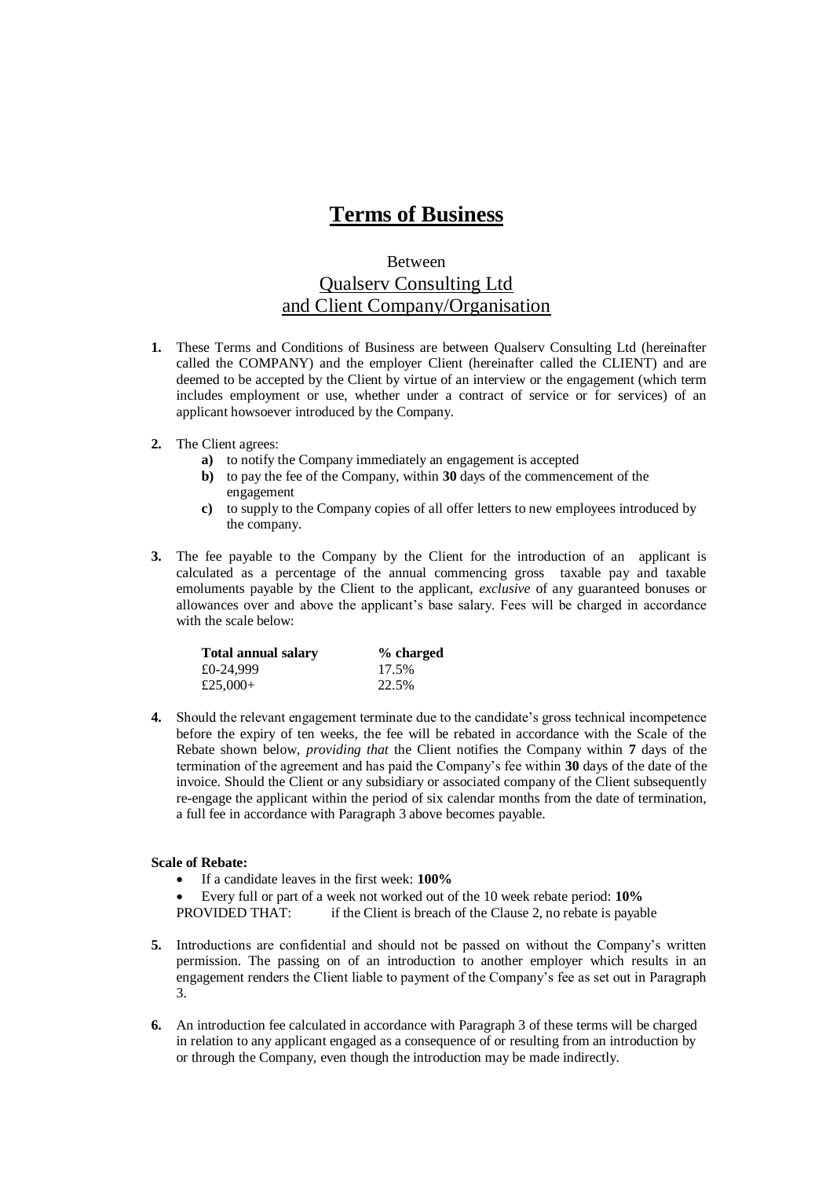# Terms of Business

Between
Qualserv Consulting Ltd
and Client Company/Organisation

**1.** These Terms and Conditions of Business are between Qualserv Consulting Ltd (hereinafter called the COMPANY) and the employer Client (hereinafter called the CLIENT) and are deemed to be accepted by the Client by virtue of an interview or the engagement (which term includes employment or use, whether under a contract of service or for services) of an applicant howsoever introduced by the Company.

**2.** The Client agrees:

   **a)** to notify the Company immediately an engagement is accepted
   **b)** to pay the fee of the Company, within **30** days of the commencement of the engagement
   **c)** to supply to the Company copies of all offer letters to new employees introduced by the company.

**3.** The fee payable to the Company by the Client for the introduction of an applicant is calculated as a percentage of the annual commencing gross taxable pay and taxable emoluments payable by the Client to the applicant, *exclusive* of any guaranteed bonuses or allowances over and above the applicant's base salary. Fees will be charged in accordance with the scale below:

| **Total annual salary** | **% charged** |
|---|---|
| £0-24,999 | 17.5% |
| £25,000+ | 22.5% |

**4.** Should the relevant engagement terminate due to the candidate's gross technical incompetence before the expiry of ten weeks, the fee will be rebated in accordance with the Scale of the Rebate shown below, *providing that* the Client notifies the Company within **7** days of the termination of the agreement and has paid the Company's fee within **30** days of the date of the invoice. Should the Client or any subsidiary or associated company of the Client subsequently re-engage the applicant within the period of six calendar months from the date of termination, a full fee in accordance with Paragraph 3 above becomes payable.

**Scale of Rebate:**

- If a candidate leaves in the first week: **100%**
- Every full or part of a week not worked out of the 10 week rebate period: **10%**

PROVIDED THAT: if the Client is breach of the Clause 2, no rebate is payable

**5.** Introductions are confidential and should not be passed on without the Company's written permission. The passing on of an introduction to another employer which results in an engagement renders the Client liable to payment of the Company's fee as set out in Paragraph 3.

**6.** An introduction fee calculated in accordance with Paragraph 3 of these terms will be charged in relation to any applicant engaged as a consequence of or resulting from an introduction by or through the Company, even though the introduction may be made indirectly.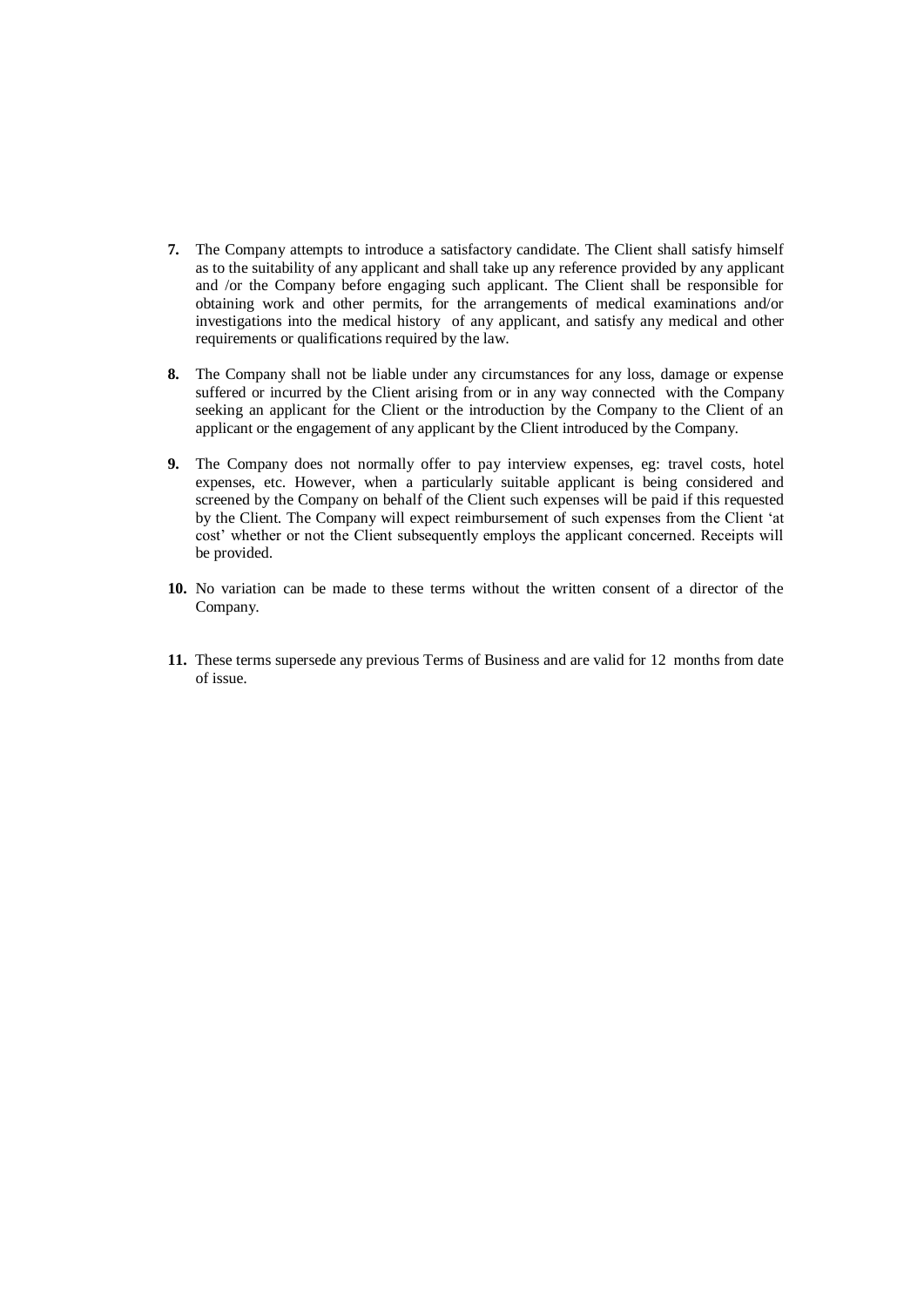**7.** The Company attempts to introduce a satisfactory candidate. The Client shall satisfy himself as to the suitability of any applicant and shall take up any reference provided by any applicant and /or the Company before engaging such applicant. The Client shall be responsible for obtaining work and other permits, for the arrangements of medical examinations and/or investigations into the medical history of any applicant, and satisfy any medical and other requirements or qualifications required by the law.

**8.** The Company shall not be liable under any circumstances for any loss, damage or expense suffered or incurred by the Client arising from or in any way connected with the Company seeking an applicant for the Client or the introduction by the Company to the Client of an applicant or the engagement of any applicant by the Client introduced by the Company.

**9.** The Company does not normally offer to pay interview expenses, eg: travel costs, hotel expenses, etc. However, when a particularly suitable applicant is being considered and screened by the Company on behalf of the Client such expenses will be paid if this requested by the Client. The Company will expect reimbursement of such expenses from the Client 'at cost' whether or not the Client subsequently employs the applicant concerned. Receipts will be provided.

**10.** No variation can be made to these terms without the written consent of a director of the Company.

**11.** These terms supersede any previous Terms of Business and are valid for 12 months from date of issue.